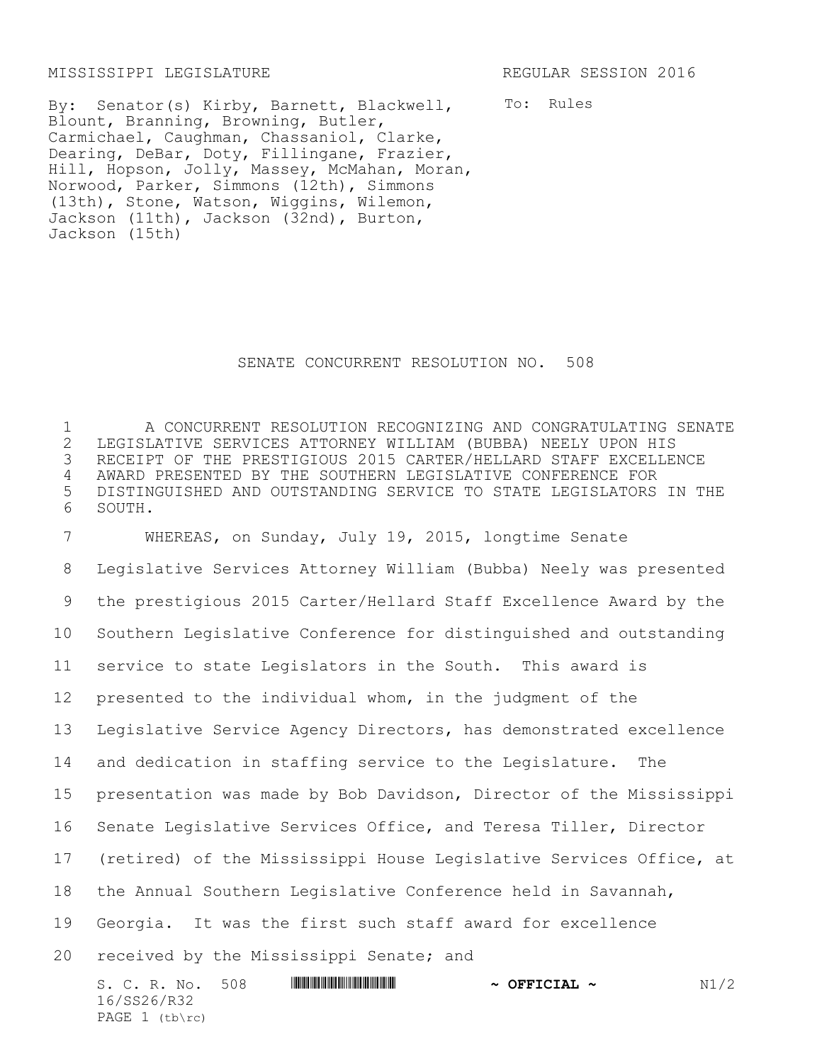MISSISSIPPI LEGISLATURE REGULAR SESSION 2016

By: Senator(s) Kirby, Barnett, Blackwell, Blount, Branning, Browning, Butler, Carmichael, Caughman, Chassaniol, Clarke, Dearing, DeBar, Doty, Fillingane, Frazier, Hill, Hopson, Jolly, Massey, McMahan, Moran, Norwood, Parker, Simmons (12th), Simmons (13th), Stone, Watson, Wiggins, Wilemon, Jackson (11th), Jackson (32nd), Burton, Jackson (15th)

To: Rules

# SENATE CONCURRENT RESOLUTION NO. 508

A CONCURRENT RESOLUTION RECOGNIZING AND CONGRATULATING SENATE LEGISLATIVE SERVICES ATTORNEY WILLIAM (BUBBA) NEELY UPON HIS RECEIPT OF THE PRESTIGIOUS 2015 CARTER/HELLARD STAFF EXCELLENCE AWARD PRESENTED BY THE SOUTHERN LEGISLATIVE CONFERENCE FOR DISTINGUISHED AND OUTSTANDING SERVICE TO STATE LEGISLATORS IN THE SOUTH.

WHEREAS, on Sunday, July 19, 2015, longtime Senate Legislative Services Attorney William (Bubba) Neely was presented the prestigious 2015 Carter/Hellard Staff Excellence Award by the Southern Legislative Conference for distinguished and outstanding service to state Legislators in the South. This award is presented to the individual whom, in the judgment of the Legislative Service Agency Directors, has demonstrated excellence and dedication in staffing service to the Legislature. The presentation was made by Bob Davidson, Director of the Mississippi Senate Legislative Services Office, and Teresa Tiller, Director (retired) of the Mississippi House Legislative Services Office, at the Annual Southern Legislative Conference held in Savannah, Georgia. It was the first such staff award for excellence received by the Mississippi Senate; and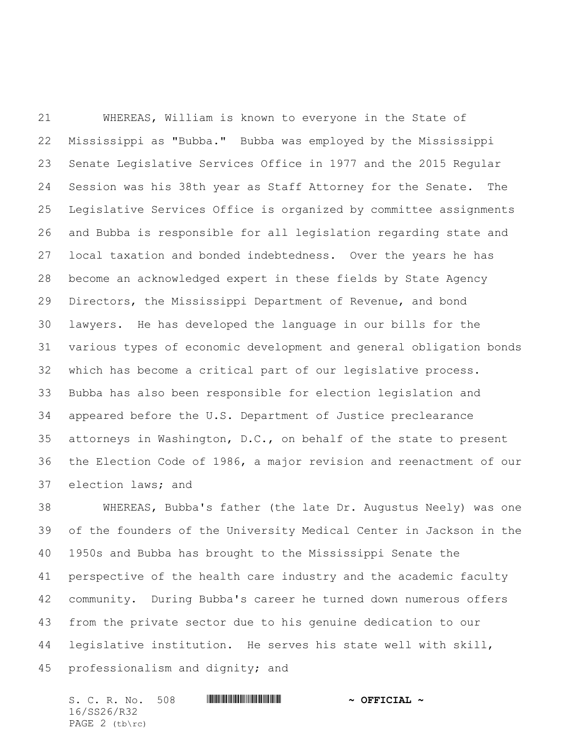WHEREAS, William is known to everyone in the State of Mississippi as "Bubba." Bubba was employed by the Mississippi Senate Legislative Services Office in 1977 and the 2015 Regular Session was his 38th year as Staff Attorney for the Senate. The Legislative Services Office is organized by committee assignments and Bubba is responsible for all legislation regarding state and local taxation and bonded indebtedness. Over the years he has become an acknowledged expert in these fields by State Agency Directors, the Mississippi Department of Revenue, and bond lawyers. He has developed the language in our bills for the various types of economic development and general obligation bonds which has become a critical part of our legislative process. Bubba has also been responsible for election legislation and appeared before the U.S. Department of Justice preclearance attorneys in Washington, D.C., on behalf of the state to present the Election Code of 1986, a major revision and reenactment of our election laws; and

WHEREAS, Bubba's father (the late Dr. Augustus Neely) was one of the founders of the University Medical Center in Jackson in the 1950s and Bubba has brought to the Mississippi Senate the perspective of the health care industry and the academic faculty community. During Bubba's career he turned down numerous offers from the private sector due to his genuine dedication to our legislative institution. He serves his state well with skill, professionalism and dignity; and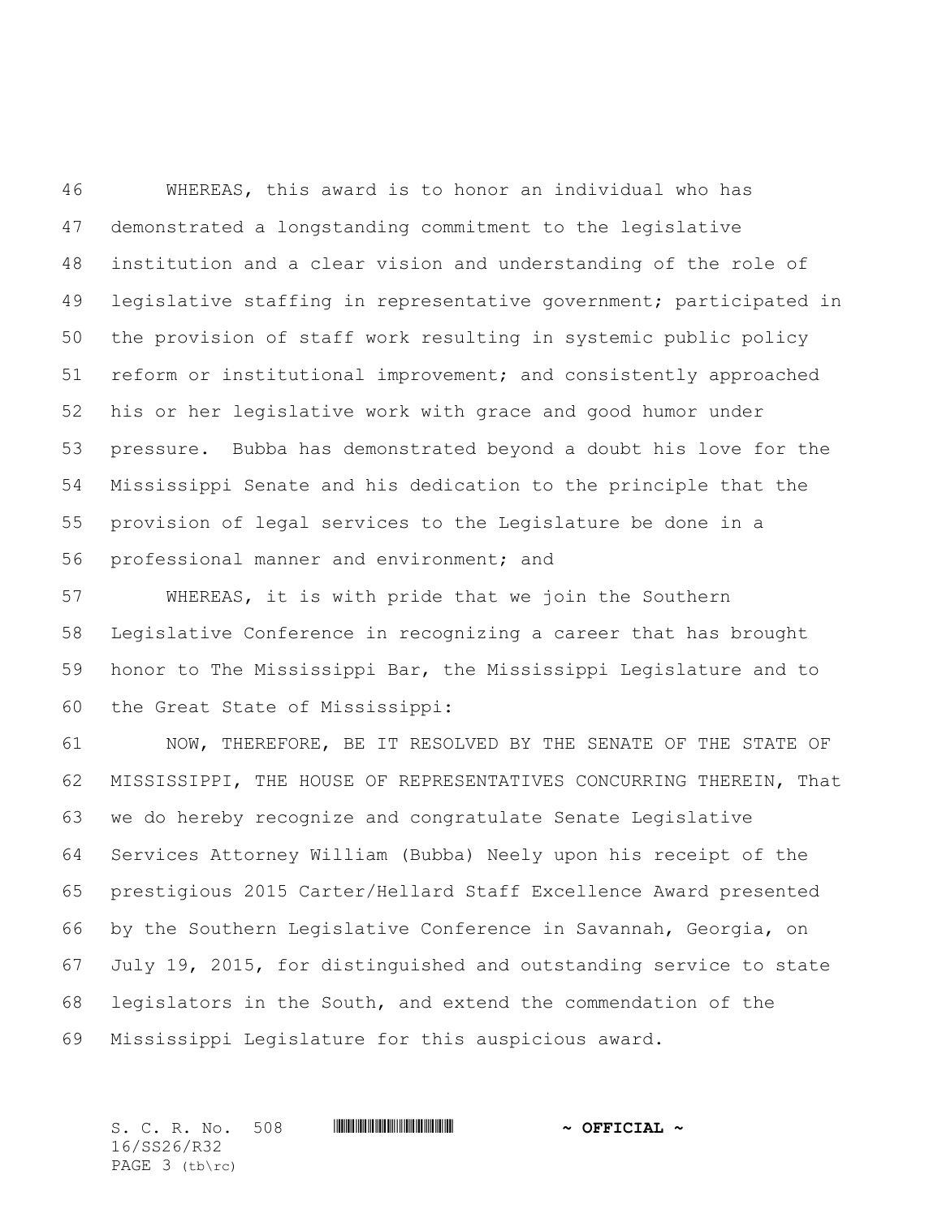WHEREAS, this award is to honor an individual who has demonstrated a longstanding commitment to the legislative institution and a clear vision and understanding of the role of legislative staffing in representative government; participated in the provision of staff work resulting in systemic public policy reform or institutional improvement; and consistently approached his or her legislative work with grace and good humor under pressure. Bubba has demonstrated beyond a doubt his love for the Mississippi Senate and his dedication to the principle that the provision of legal services to the Legislature be done in a professional manner and environment; and

WHEREAS, it is with pride that we join the Southern Legislative Conference in recognizing a career that has brought honor to The Mississippi Bar, the Mississippi Legislature and to the Great State of Mississippi:

NOW, THEREFORE, BE IT RESOLVED BY THE SENATE OF THE STATE OF MISSISSIPPI, THE HOUSE OF REPRESENTATIVES CONCURRING THEREIN, That we do hereby recognize and congratulate Senate Legislative Services Attorney William (Bubba) Neely upon his receipt of the prestigious 2015 Carter/Hellard Staff Excellence Award presented by the Southern Legislative Conference in Savannah, Georgia, on July 19, 2015, for distinguished and outstanding service to state legislators in the South, and extend the commendation of the Mississippi Legislature for this auspicious award.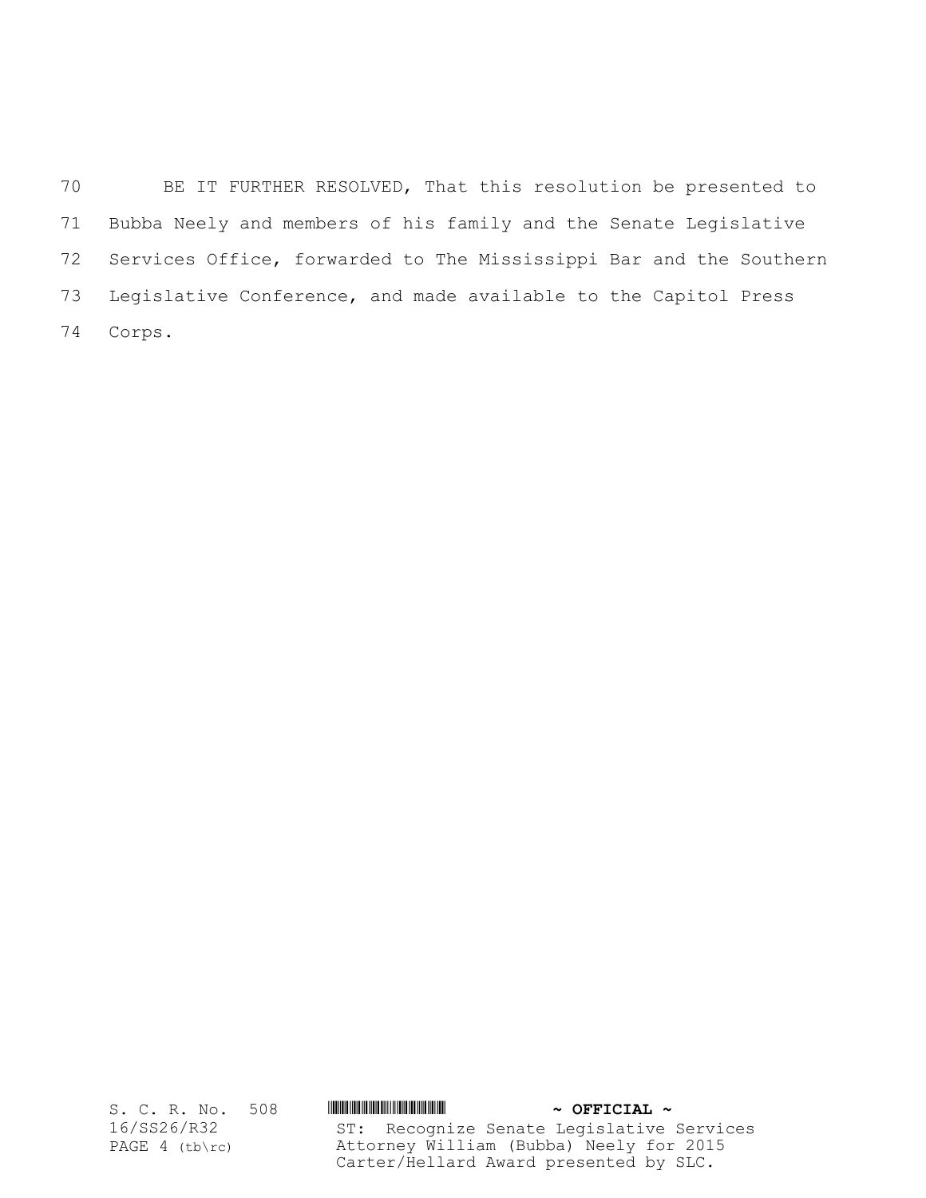BE IT FURTHER RESOLVED, That this resolution be presented to Bubba Neely and members of his family and the Senate Legislative Services Office, forwarded to The Mississippi Bar and the Southern Legislative Conference, and made available to the Capitol Press Corps.